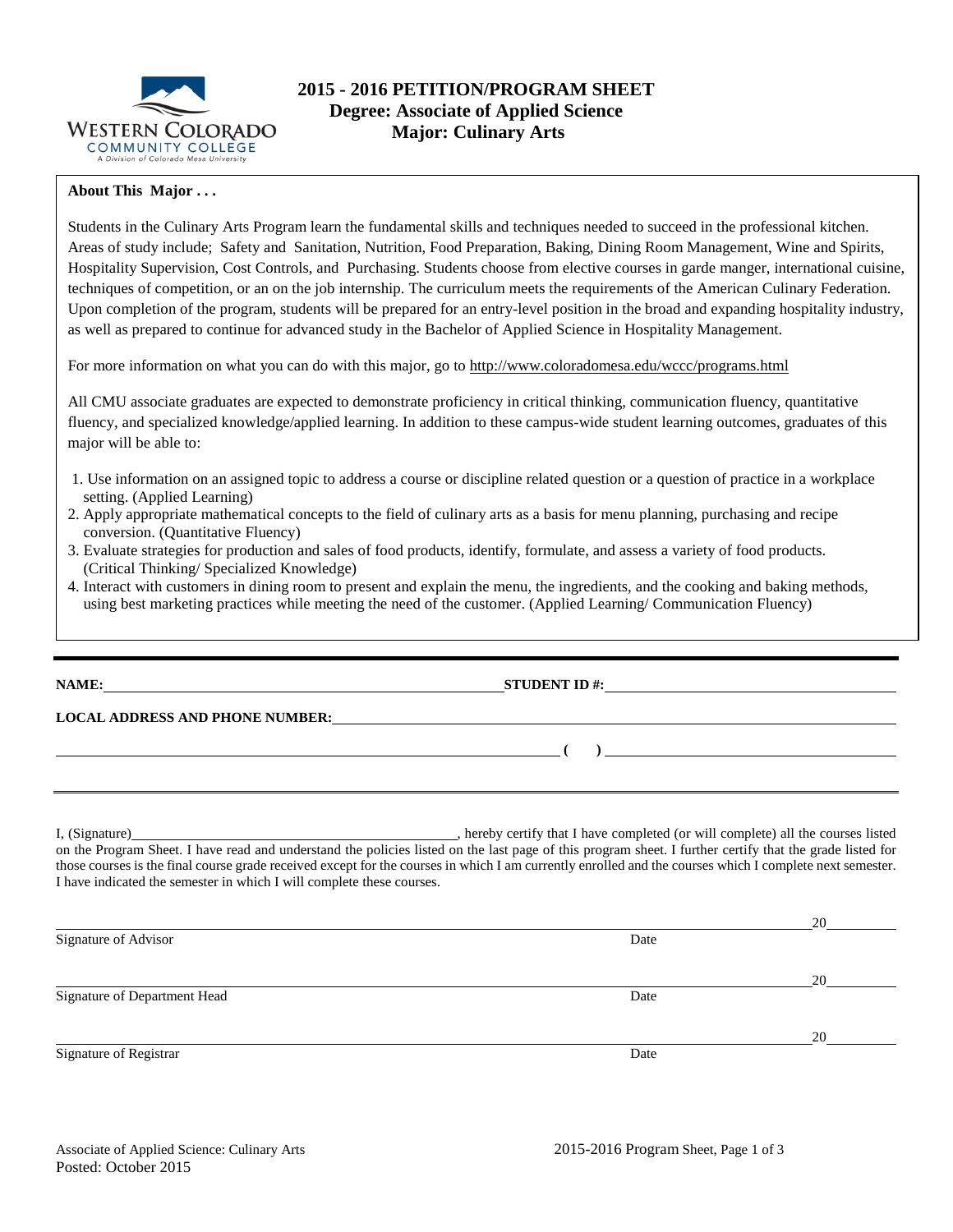Western Colorado Community College
A Division of Colorado Mesa University

# 2015 - 2016 PETITION/PROGRAM SHEET
## Degree: Associate of Applied Science
## Major: Culinary Arts

**About This Major . . .**

Students in the Culinary Arts Program learn the fundamental skills and techniques needed to succeed in the professional kitchen. Areas of study include; Safety and Sanitation, Nutrition, Food Preparation, Baking, Dining Room Management, Wine and Spirits, Hospitality Supervision, Cost Controls, and Purchasing. Students choose from elective courses in garde manger, international cuisine, techniques of competition, or an on the job internship. The curriculum meets the requirements of the American Culinary Federation. Upon completion of the program, students will be prepared for an entry-level position in the broad and expanding hospitality industry, as well as prepared to continue for advanced study in the Bachelor of Applied Science in Hospitality Management.

For more information on what you can do with this major, go to http://www.coloradomesa.edu/wccc/programs.html

All CMU associate graduates are expected to demonstrate proficiency in critical thinking, communication fluency, quantitative fluency, and specialized knowledge/applied learning. In addition to these campus-wide student learning outcomes, graduates of this major will be able to:

1. Use information on an assigned topic to address a course or discipline related question or a question of practice in a workplace setting. (Applied Learning)
2. Apply appropriate mathematical concepts to the field of culinary arts as a basis for menu planning, purchasing and recipe conversion. (Quantitative Fluency)
3. Evaluate strategies for production and sales of food products, identify, formulate, and assess a variety of food products. (Critical Thinking/ Specialized Knowledge)
4. Interact with customers in dining room to present and explain the menu, the ingredients, and the cooking and baking methods, using best marketing practices while meeting the need of the customer. (Applied Learning/ Communication Fluency)

---

**NAME:** ______________________________ **STUDENT ID #:** ______________________________

**LOCAL ADDRESS AND PHONE NUMBER:** ______________________________

______________________________ **( )** ______________________________

---

I, (Signature)______________________________, hereby certify that I have completed (or will complete) all the courses listed on the Program Sheet. I have read and understand the policies listed on the last page of this program sheet. I further certify that the grade listed for those courses is the final course grade received except for the courses in which I am currently enrolled and the courses which I complete next semester. I have indicated the semester in which I will complete these courses.

______________________________ 20______
Signature of Advisor Date

______________________________ 20______
Signature of Department Head Date

______________________________ 20______
Signature of Registrar Date

Associate of Applied Science: Culinary Arts
Posted: October 2015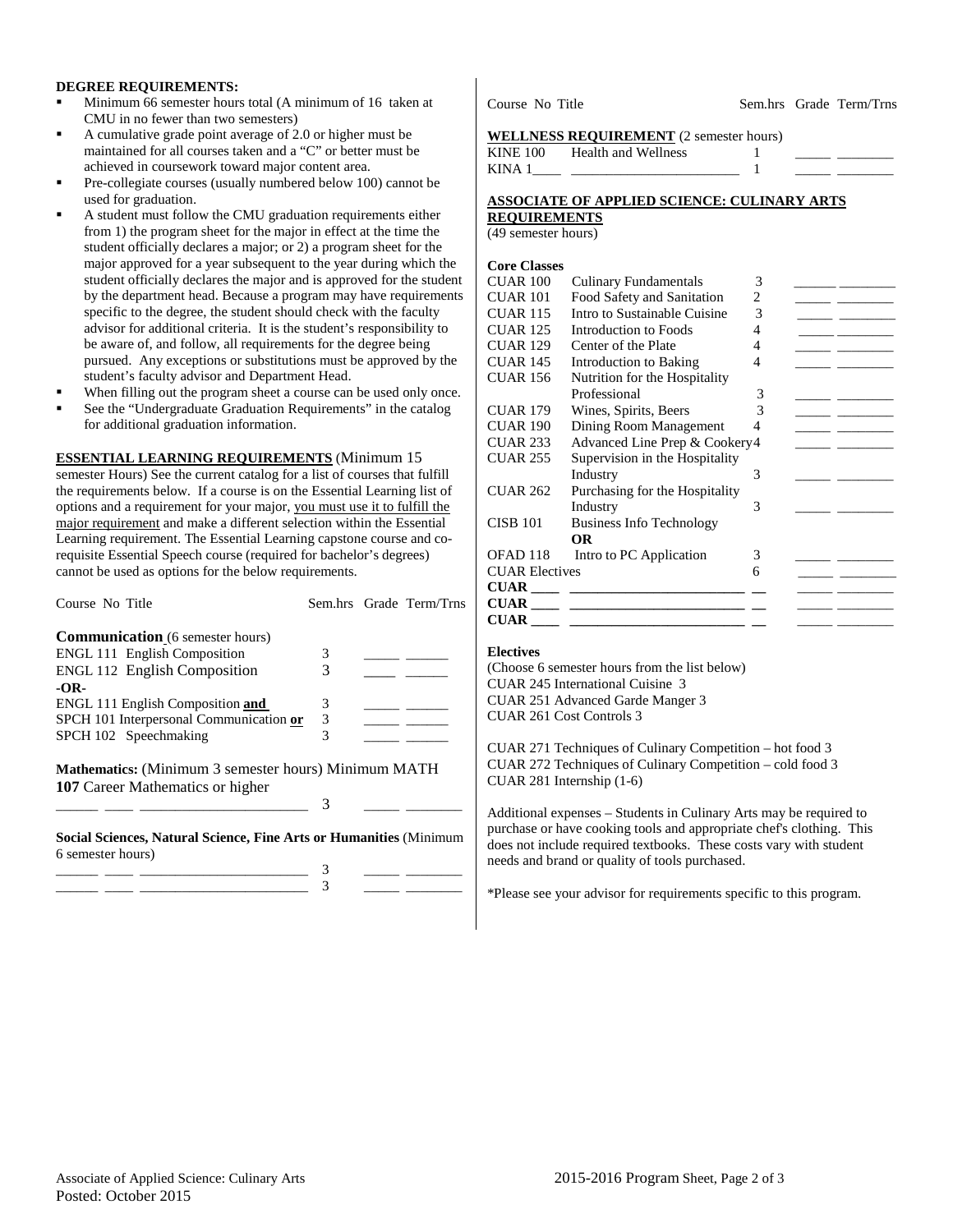**DEGREE REQUIREMENTS:**

- Minimum 66 semester hours total (A minimum of 16 taken at CMU in no fewer than two semesters)
- A cumulative grade point average of 2.0 or higher must be maintained for all courses taken and a "C" or better must be achieved in coursework toward major content area.
- Pre-collegiate courses (usually numbered below 100) cannot be used for graduation.
- A student must follow the CMU graduation requirements either from 1) the program sheet for the major in effect at the time the student officially declares a major; or 2) a program sheet for the major approved for a year subsequent to the year during which the student officially declares the major and is approved for the student by the department head. Because a program may have requirements specific to the degree, the student should check with the faculty advisor for additional criteria. It is the student's responsibility to be aware of, and follow, all requirements for the degree being pursued. Any exceptions or substitutions must be approved by the student's faculty advisor and Department Head.
- When filling out the program sheet a course can be used only once.
- See the "Undergraduate Graduation Requirements" in the catalog for additional graduation information.

**ESSENTIAL LEARNING REQUIREMENTS** (Minimum 15 semester Hours) See the current catalog for a list of courses that fulfill the requirements below. If a course is on the Essential Learning list of options and a requirement for your major, you must use it to fulfill the major requirement and make a different selection within the Essential Learning requirement. The Essential Learning capstone course and co-requisite Essential Speech course (required for bachelor's degrees) cannot be used as options for the below requirements.

| Course No Title | Sem.hrs | Grade | Term/Trns |
|---|---|---|---|
| **Communication** (6 semester hours) | | | |
| ENGL 111 English Composition | 3 | _____ | ______ |
| ENGL 112 English Composition | 3 | _____ | ______ |
| **-OR-** | | | |
| ENGL 111 English Composition **and** | 3 | _____ | ______ |
| SPCH 101 Interpersonal Communication **or** | 3 | _____ | ______ |
| SPCH 102 Speechmaking | 3 | _____ | ______ |
| **Mathematics:** (Minimum 3 semester hours) Minimum MATH **107** Career Mathematics or higher | | | |
| ______ ____ ______________________ | 3 | _____ | ________ |
| **Social Sciences, Natural Science, Fine Arts or Humanities** (Minimum 6 semester hours) | | | |
| ______ ____ ______________________ | 3 | _____ | ________ |
| ______ ____ ______________________ | 3 | _____ | ________ |

| Course No Title | Sem.hrs | Grade | Term/Trns |
|---|---|---|---|
| **WELLNESS REQUIREMENT** (2 semester hours) | | | |
| KINE 100 Health and Wellness | 1 | _____ | ________ |
| KINA 1____ ________________________ | 1 | _____ | ________ |

**ASSOCIATE OF APPLIED SCIENCE: CULINARY ARTS REQUIREMENTS**
(49 semester hours)

| Core Classes | | Sem.hrs | Grade | Term/Trns |
|---|---|---|---|---|
| CUAR 100 | Culinary Fundamentals | 3 | _____ | ________ |
| CUAR 101 | Food Safety and Sanitation | 2 | _____ | ________ |
| CUAR 115 | Intro to Sustainable Cuisine | 3 | _____ | ________ |
| CUAR 125 | Introduction to Foods | 4 | _____ | ________ |
| CUAR 129 | Center of the Plate | 4 | _____ | ________ |
| CUAR 145 | Introduction to Baking | 4 | _____ | ________ |
| CUAR 156 | Nutrition for the Hospitality Professional | 3 | _____ | ________ |
| CUAR 179 | Wines, Spirits, Beers | 3 | _____ | ________ |
| CUAR 190 | Dining Room Management | 4 | _____ | ________ |
| CUAR 233 | Advanced Line Prep & Cookery | 4 | _____ | ________ |
| CUAR 255 | Supervision in the Hospitality Industry | 3 | _____ | ________ |
| CUAR 262 | Purchasing for the Hospitality Industry | 3 | _____ | ________ |
| CISB 101 | Business Info Technology **OR** | | | |
| OFAD 118 | Intro to PC Application | 3 | _____ | ________ |
| CUAR Electives | | 6 | _____ | ________ |
| **CUAR ____** | ________________________ | __ | _____ | ________ |
| **CUAR ____** | ________________________ | __ | _____ | ________ |
| **CUAR ____** | ________________________ | __ | _____ | ________ |

**Electives**
(Choose 6 semester hours from the list below)
CUAR 245 International Cuisine 3
CUAR 251 Advanced Garde Manger 3
CUAR 261 Cost Controls 3

CUAR 271 Techniques of Culinary Competition – hot food 3
CUAR 272 Techniques of Culinary Competition – cold food 3
CUAR 281 Internship (1-6)

Additional expenses – Students in Culinary Arts may be required to purchase or have cooking tools and appropriate chef's clothing. This does not include required textbooks. These costs vary with student needs and brand or quality of tools purchased.

*Please see your advisor for requirements specific to this program.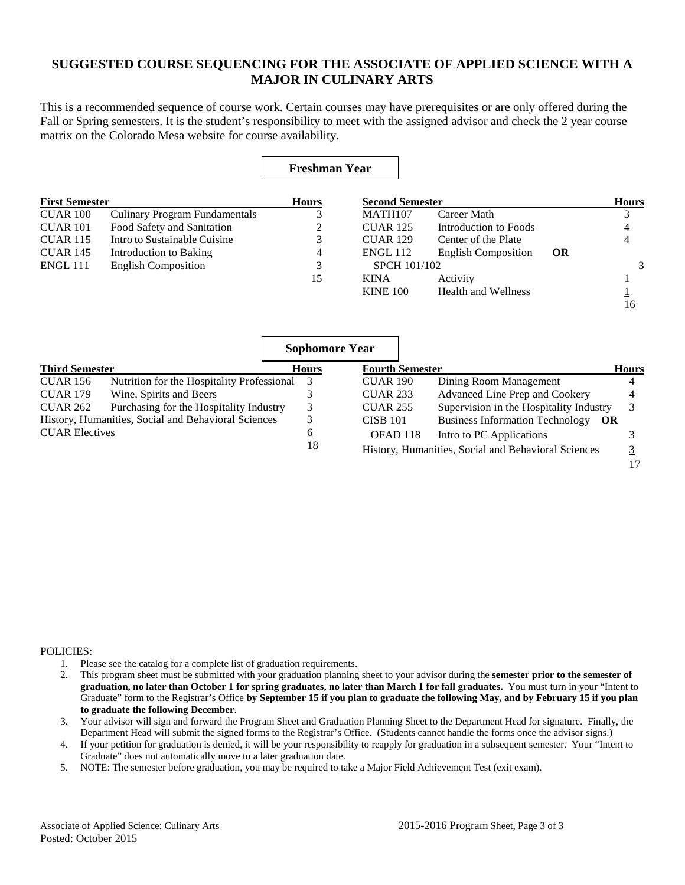## SUGGESTED COURSE SEQUENCING FOR THE ASSOCIATE OF APPLIED SCIENCE WITH A MAJOR IN CULINARY ARTS

This is a recommended sequence of course work. Certain courses may have prerequisites or are only offered during the Fall or Spring semesters. It is the student's responsibility to meet with the assigned advisor and check the 2 year course matrix on the Colorado Mesa website for course availability.

### Freshman Year

| First Semester | | Hours |
|---|---|---|
| CUAR 100 | Culinary Program Fundamentals | 3 |
| CUAR 101 | Food Safety and Sanitation | 2 |
| CUAR 115 | Intro to Sustainable Cuisine | 3 |
| CUAR 145 | Introduction to Baking | 4 |
| ENGL 111 | English Composition | 3 |
| | | 15 |

| Second Semester | | Hours |
|---|---|---|
| MATH107 | Career Math | 3 |
| CUAR 125 | Introduction to Foods | 4 |
| CUAR 129 | Center of the Plate | 4 |
| ENGL 112 | English Composition **OR** | |
| SPCH 101/102 | | 3 |
| KINA | Activity | 1 |
| KINE 100 | Health and Wellness | 1 |
| | | 16 |

### Sophomore Year

| Third Semester | | Hours |
|---|---|---|
| CUAR 156 | Nutrition for the Hospitality Professional | 3 |
| CUAR 179 | Wine, Spirits and Beers | 3 |
| CUAR 262 | Purchasing for the Hospitality Industry | 3 |
| History, Humanities, Social and Behavioral Sciences | | 3 |
| CUAR Electives | | 6 |
| | | 18 |

| Fourth Semester | | Hours |
|---|---|---|
| CUAR 190 | Dining Room Management | 4 |
| CUAR 233 | Advanced Line Prep and Cookery | 4 |
| CUAR 255 | Supervision in the Hospitality Industry | 3 |
| CISB 101 | Business Information Technology **OR** | |
| OFAD 118 | Intro to PC Applications | 3 |
| History, Humanities, Social and Behavioral Sciences | | 3 |
| | | 17 |

POLICIES:

1. Please see the catalog for a complete list of graduation requirements.
2. This program sheet must be submitted with your graduation planning sheet to your advisor during the **semester prior to the semester of graduation, no later than October 1 for spring graduates, no later than March 1 for fall graduates.** You must turn in your "Intent to Graduate" form to the Registrar's Office **by September 15 if you plan to graduate the following May, and by February 15 if you plan to graduate the following December**.
3. Your advisor will sign and forward the Program Sheet and Graduation Planning Sheet to the Department Head for signature. Finally, the Department Head will submit the signed forms to the Registrar's Office. (Students cannot handle the forms once the advisor signs.)
4. If your petition for graduation is denied, it will be your responsibility to reapply for graduation in a subsequent semester. Your "Intent to Graduate" does not automatically move to a later graduation date.
5. NOTE: The semester before graduation, you may be required to take a Major Field Achievement Test (exit exam).

Associate of Applied Science: Culinary Arts
Posted: October 2015